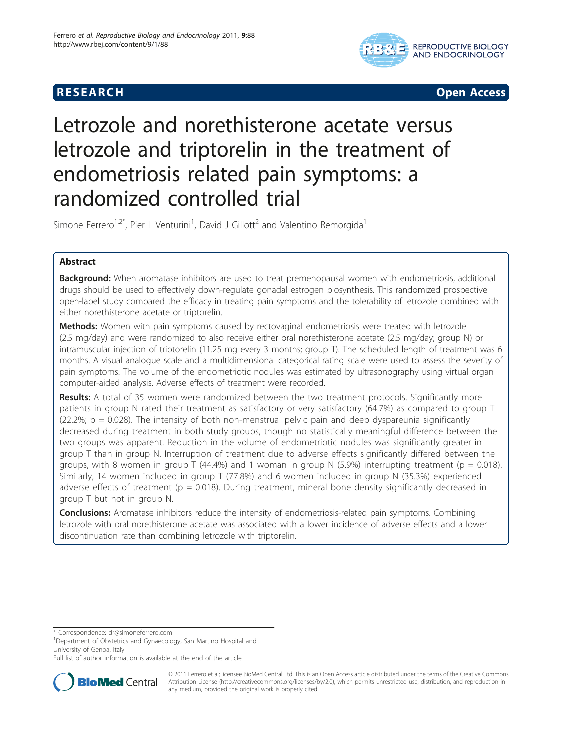**RESEARCH** **Open Access**

# Letrozole and norethisterone acetate versus letrozole and triptorelin in the treatment of endometriosis related pain symptoms: a randomized controlled trial

Simone Ferrero[1,2*], Pier L Venturini[1], David J Gillott[2] and Valentino Remorgida[1]

## Abstract

**Background:** When aromatase inhibitors are used to treat premenopausal women with endometriosis, additional drugs should be used to effectively down-regulate gonadal estrogen biosynthesis. This randomized prospective open-label study compared the efficacy in treating pain symptoms and the tolerability of letrozole combined with either norethisterone acetate or triptorelin.

**Methods:** Women with pain symptoms caused by rectovaginal endometriosis were treated with letrozole (2.5 mg/day) and were randomized to also receive either oral norethisterone acetate (2.5 mg/day; group N) or intramuscular injection of triptorelin (11.25 mg every 3 months; group T). The scheduled length of treatment was 6 months. A visual analogue scale and a multidimensional categorical rating scale were used to assess the severity of pain symptoms. The volume of the endometriotic nodules was estimated by ultrasonography using virtual organ computer-aided analysis. Adverse effects of treatment were recorded.

**Results:** A total of 35 women were randomized between the two treatment protocols. Significantly more patients in group N rated their treatment as satisfactory or very satisfactory (64.7%) as compared to group T (22.2%; p = 0.028). The intensity of both non-menstrual pelvic pain and deep dyspareunia significantly decreased during treatment in both study groups, though no statistically meaningful difference between the two groups was apparent. Reduction in the volume of endometriotic nodules was significantly greater in group T than in group N. Interruption of treatment due to adverse effects significantly differed between the groups, with 8 women in group T (44.4%) and 1 woman in group N (5.9%) interrupting treatment (p = 0.018). Similarly, 14 women included in group T (77.8%) and 6 women included in group N (35.3%) experienced adverse effects of treatment (p = 0.018). During treatment, mineral bone density significantly decreased in group T but not in group N.

**Conclusions:** Aromatase inhibitors reduce the intensity of endometriosis-related pain symptoms. Combining letrozole with oral norethisterone acetate was associated with a lower incidence of adverse effects and a lower discontinuation rate than combining letrozole with triptorelin.

\* Correspondence: dr@simoneferrero.com

[1]Department of Obstetrics and Gynaecology, San Martino Hospital and University of Genoa, Italy

Full list of author information is available at the end of the article

© 2011 Ferrero et al; licensee BioMed Central Ltd. This is an Open Access article distributed under the terms of the Creative Commons Attribution License (http://creativecommons.org/licenses/by/2.0), which permits unrestricted use, distribution, and reproduction in any medium, provided the original work is properly cited.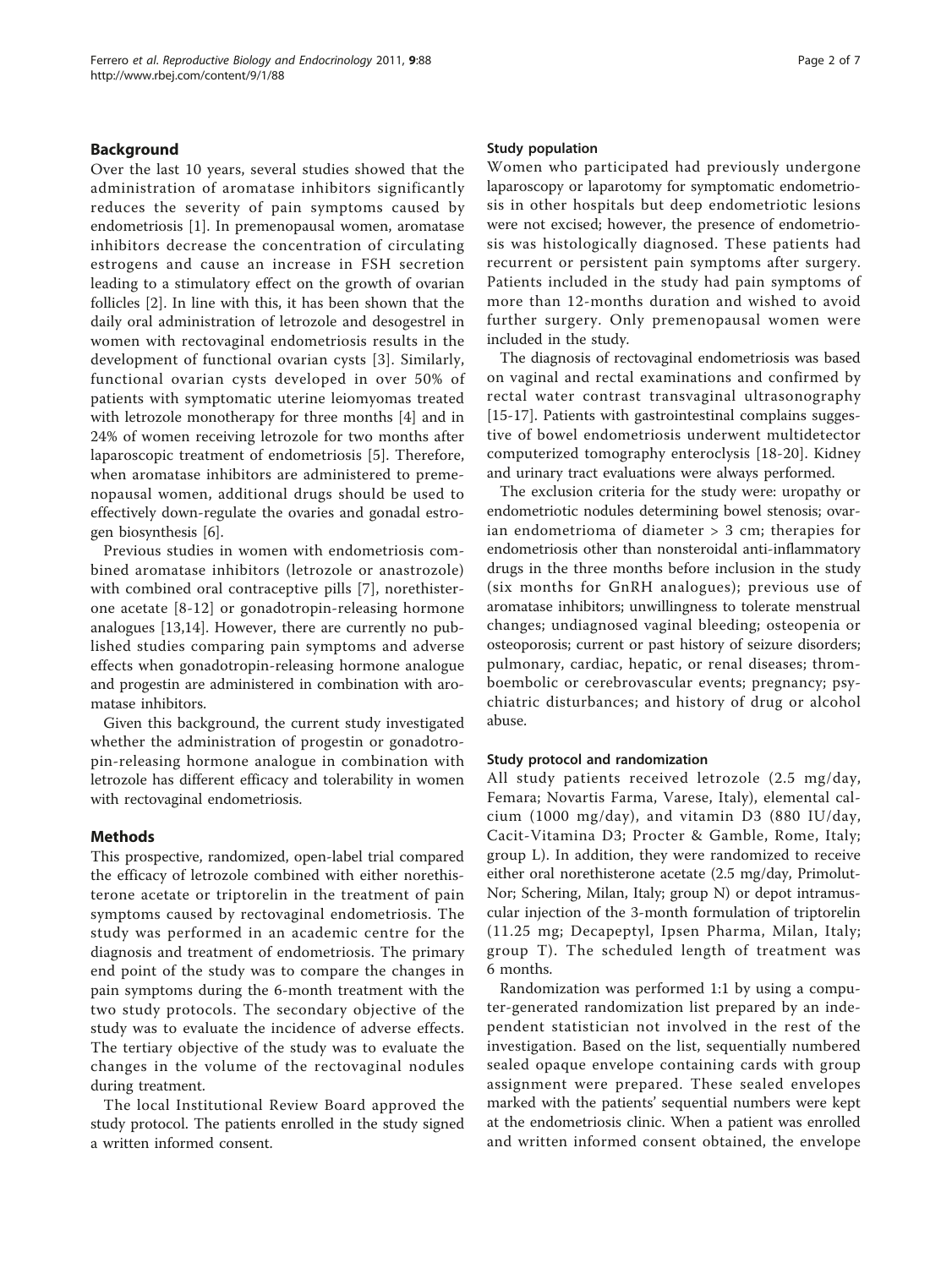## Background

Over the last 10 years, several studies showed that the administration of aromatase inhibitors significantly reduces the severity of pain symptoms caused by endometriosis [1]. In premenopausal women, aromatase inhibitors decrease the concentration of circulating estrogens and cause an increase in FSH secretion leading to a stimulatory effect on the growth of ovarian follicles [2]. In line with this, it has been shown that the daily oral administration of letrozole and desogestrel in women with rectovaginal endometriosis results in the development of functional ovarian cysts [3]. Similarly, functional ovarian cysts developed in over 50% of patients with symptomatic uterine leiomyomas treated with letrozole monotherapy for three months [4] and in 24% of women receiving letrozole for two months after laparoscopic treatment of endometriosis [5]. Therefore, when aromatase inhibitors are administered to premenopausal women, additional drugs should be used to effectively down-regulate the ovaries and gonadal estrogen biosynthesis [6].

Previous studies in women with endometriosis combined aromatase inhibitors (letrozole or anastrozole) with combined oral contraceptive pills [7], norethisterone acetate [8-12] or gonadotropin-releasing hormone analogues [13,14]. However, there are currently no published studies comparing pain symptoms and adverse effects when gonadotropin-releasing hormone analogue and progestin are administered in combination with aromatase inhibitors.

Given this background, the current study investigated whether the administration of progestin or gonadotropin-releasing hormone analogue in combination with letrozole has different efficacy and tolerability in women with rectovaginal endometriosis.

## Methods

This prospective, randomized, open-label trial compared the efficacy of letrozole combined with either norethisterone acetate or triptorelin in the treatment of pain symptoms caused by rectovaginal endometriosis. The study was performed in an academic centre for the diagnosis and treatment of endometriosis. The primary end point of the study was to compare the changes in pain symptoms during the 6-month treatment with the two study protocols. The secondary objective of the study was to evaluate the incidence of adverse effects. The tertiary objective of the study was to evaluate the changes in the volume of the rectovaginal nodules during treatment.

The local Institutional Review Board approved the study protocol. The patients enrolled in the study signed a written informed consent.

### Study population

Women who participated had previously undergone laparoscopy or laparotomy for symptomatic endometriosis in other hospitals but deep endometriotic lesions were not excised; however, the presence of endometriosis was histologically diagnosed. These patients had recurrent or persistent pain symptoms after surgery. Patients included in the study had pain symptoms of more than 12-months duration and wished to avoid further surgery. Only premenopausal women were included in the study.

The diagnosis of rectovaginal endometriosis was based on vaginal and rectal examinations and confirmed by rectal water contrast transvaginal ultrasonography [15-17]. Patients with gastrointestinal complains suggestive of bowel endometriosis underwent multidetector computerized tomography enteroclysis [18-20]. Kidney and urinary tract evaluations were always performed.

The exclusion criteria for the study were: uropathy or endometriotic nodules determining bowel stenosis; ovarian endometrioma of diameter > 3 cm; therapies for endometriosis other than nonsteroidal anti-inflammatory drugs in the three months before inclusion in the study (six months for GnRH analogues); previous use of aromatase inhibitors; unwillingness to tolerate menstrual changes; undiagnosed vaginal bleeding; osteopenia or osteoporosis; current or past history of seizure disorders; pulmonary, cardiac, hepatic, or renal diseases; thromboembolic or cerebrovascular events; pregnancy; psychiatric disturbances; and history of drug or alcohol abuse.

### Study protocol and randomization

All study patients received letrozole (2.5 mg/day, Femara; Novartis Farma, Varese, Italy), elemental calcium (1000 mg/day), and vitamin D3 (880 IU/day, Cacit-Vitamina D3; Procter & Gamble, Rome, Italy; group L). In addition, they were randomized to receive either oral norethisterone acetate (2.5 mg/day, Primolut-Nor; Schering, Milan, Italy; group N) or depot intramuscular injection of the 3-month formulation of triptorelin (11.25 mg; Decapeptyl, Ipsen Pharma, Milan, Italy; group T). The scheduled length of treatment was 6 months.

Randomization was performed 1:1 by using a computer-generated randomization list prepared by an independent statistician not involved in the rest of the investigation. Based on the list, sequentially numbered sealed opaque envelope containing cards with group assignment were prepared. These sealed envelopes marked with the patients' sequential numbers were kept at the endometriosis clinic. When a patient was enrolled and written informed consent obtained, the envelope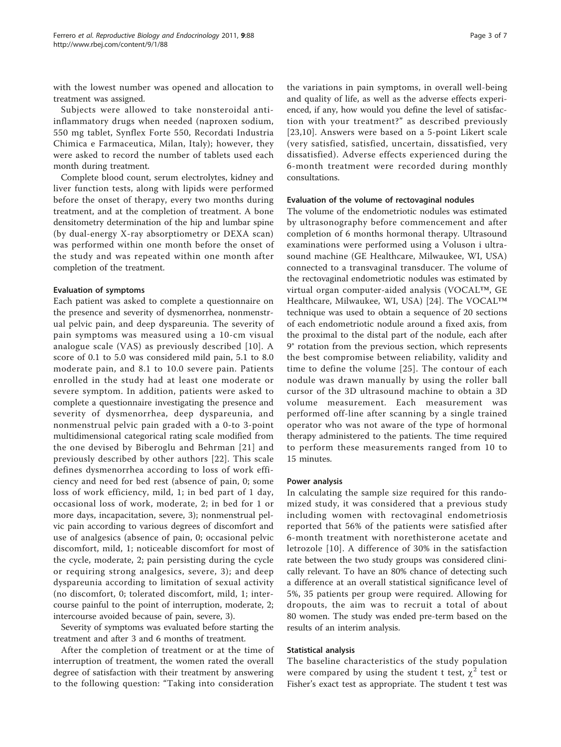with the lowest number was opened and allocation to treatment was assigned.

Subjects were allowed to take nonsteroidal anti-inflammatory drugs when needed (naproxen sodium, 550 mg tablet, Synflex Forte 550, Recordati Industria Chimica e Farmaceutica, Milan, Italy); however, they were asked to record the number of tablets used each month during treatment.

Complete blood count, serum electrolytes, kidney and liver function tests, along with lipids were performed before the onset of therapy, every two months during treatment, and at the completion of treatment. A bone densitometry determination of the hip and lumbar spine (by dual-energy X-ray absorptiometry or DEXA scan) was performed within one month before the onset of the study and was repeated within one month after completion of the treatment.

### Evaluation of symptoms

Each patient was asked to complete a questionnaire on the presence and severity of dysmenorrhea, nonmenstrual pelvic pain, and deep dyspareunia. The severity of pain symptoms was measured using a 10-cm visual analogue scale (VAS) as previously described [10]. A score of 0.1 to 5.0 was considered mild pain, 5.1 to 8.0 moderate pain, and 8.1 to 10.0 severe pain. Patients enrolled in the study had at least one moderate or severe symptom. In addition, patients were asked to complete a questionnaire investigating the presence and severity of dysmenorrhea, deep dyspareunia, and nonmenstrual pelvic pain graded with a 0-to 3-point multidimensional categorical rating scale modified from the one devised by Biberoglu and Behrman [21] and previously described by other authors [22]. This scale defines dysmenorrhea according to loss of work efficiency and need for bed rest (absence of pain, 0; some loss of work efficiency, mild, 1; in bed part of 1 day, occasional loss of work, moderate, 2; in bed for 1 or more days, incapacitation, severe, 3); nonmenstrual pelvic pain according to various degrees of discomfort and use of analgesics (absence of pain, 0; occasional pelvic discomfort, mild, 1; noticeable discomfort for most of the cycle, moderate, 2; pain persisting during the cycle or requiring strong analgesics, severe, 3); and deep dyspareunia according to limitation of sexual activity (no discomfort, 0; tolerated discomfort, mild, 1; intercourse painful to the point of interruption, moderate, 2; intercourse avoided because of pain, severe, 3).

Severity of symptoms was evaluated before starting the treatment and after 3 and 6 months of treatment.

After the completion of treatment or at the time of interruption of treatment, the women rated the overall degree of satisfaction with their treatment by answering to the following question: "Taking into consideration the variations in pain symptoms, in overall well-being and quality of life, as well as the adverse effects experienced, if any, how would you define the level of satisfaction with your treatment?" as described previously [23,10]. Answers were based on a 5-point Likert scale (very satisfied, satisfied, uncertain, dissatisfied, very dissatisfied). Adverse effects experienced during the 6-month treatment were recorded during monthly consultations.

### Evaluation of the volume of rectovaginal nodules

The volume of the endometriotic nodules was estimated by ultrasonography before commencement and after completion of 6 months hormonal therapy. Ultrasound examinations were performed using a Voluson i ultrasound machine (GE Healthcare, Milwaukee, WI, USA) connected to a transvaginal transducer. The volume of the rectovaginal endometriotic nodules was estimated by virtual organ computer-aided analysis (VOCAL™, GE Healthcare, Milwaukee, WI, USA) [24]. The VOCAL™ technique was used to obtain a sequence of 20 sections of each endometriotic nodule around a fixed axis, from the proximal to the distal part of the nodule, each after 9° rotation from the previous section, which represents the best compromise between reliability, validity and time to define the volume [25]. The contour of each nodule was drawn manually by using the roller ball cursor of the 3D ultrasound machine to obtain a 3D volume measurement. Each measurement was performed off-line after scanning by a single trained operator who was not aware of the type of hormonal therapy administered to the patients. The time required to perform these measurements ranged from 10 to 15 minutes.

### Power analysis

In calculating the sample size required for this randomized study, it was considered that a previous study including women with rectovaginal endometriosis reported that 56% of the patients were satisfied after 6-month treatment with norethisterone acetate and letrozole [10]. A difference of 30% in the satisfaction rate between the two study groups was considered clinically relevant. To have an 80% chance of detecting such a difference at an overall statistical significance level of 5%, 35 patients per group were required. Allowing for dropouts, the aim was to recruit a total of about 80 women. The study was ended pre-term based on the results of an interim analysis.

### Statistical analysis

The baseline characteristics of the study population were compared by using the student t test, $\chi^2$ test or Fisher's exact test as appropriate. The student t test was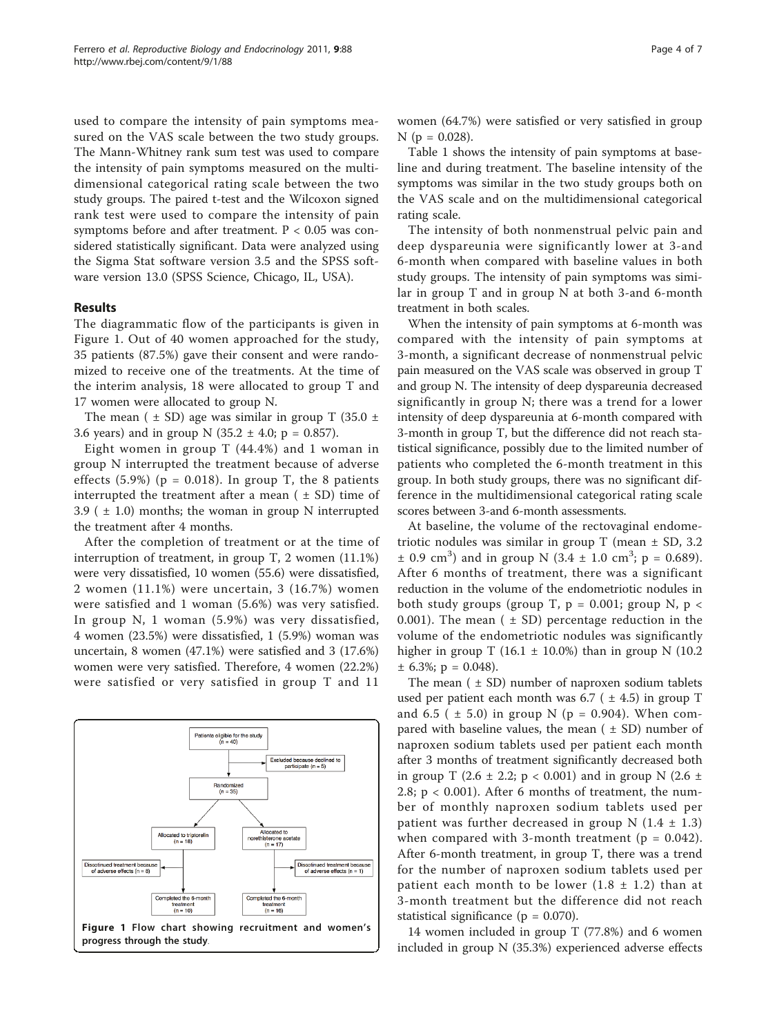used to compare the intensity of pain symptoms measured on the VAS scale between the two study groups. The Mann-Whitney rank sum test was used to compare the intensity of pain symptoms measured on the multidimensional categorical rating scale between the two study groups. The paired t-test and the Wilcoxon signed rank test were used to compare the intensity of pain symptoms before and after treatment. $P < 0.05$ was considered statistically significant. Data were analyzed using the Sigma Stat software version 3.5 and the SPSS software version 13.0 (SPSS Science, Chicago, IL, USA).

## Results

The diagrammatic flow of the participants is given in Figure 1. Out of 40 women approached for the study, 35 patients (87.5%) gave their consent and were randomized to receive one of the treatments. At the time of the interim analysis, 18 were allocated to group T and 17 women were allocated to group N.

The mean ( ± SD) age was similar in group T (35.0 ± 3.6 years) and in group N (35.2 ± 4.0; $p = 0.857$).

Eight women in group T (44.4%) and 1 woman in group N interrupted the treatment because of adverse effects (5.9%) ($p = 0.018$). In group T, the 8 patients interrupted the treatment after a mean ( ± SD) time of 3.9 ( ± 1.0) months; the woman in group N interrupted the treatment after 4 months.

After the completion of treatment or at the time of interruption of treatment, in group T, 2 women (11.1%) were very dissatisfied, 10 women (55.6) were dissatisfied, 2 women (11.1%) were uncertain, 3 (16.7%) women were satisfied and 1 woman (5.6%) was very satisfied. In group N, 1 woman (5.9%) was very dissatisfied, 4 women (23.5%) were dissatisfied, 1 (5.9%) woman was uncertain, 8 women (47.1%) were satisfied and 3 (17.6%) women were very satisfied. Therefore, 4 women (22.2%) were satisfied or very satisfied in group T and 11 women (64.7%) were satisfied or very satisfied in group N ($p = 0.028$).

Table 1 shows the intensity of pain symptoms at baseline and during treatment. The baseline intensity of the symptoms was similar in the two study groups both on the VAS scale and on the multidimensional categorical rating scale.

The intensity of both nonmenstrual pelvic pain and deep dyspareunia were significantly lower at 3-and 6-month when compared with baseline values in both study groups. The intensity of pain symptoms was similar in group T and in group N at both 3-and 6-month treatment in both scales.

When the intensity of pain symptoms at 6-month was compared with the intensity of pain symptoms at 3-month, a significant decrease of nonmenstrual pelvic pain measured on the VAS scale was observed in group T and group N. The intensity of deep dyspareunia decreased significantly in group N; there was a trend for a lower intensity of deep dyspareunia at 6-month compared with 3-month in group T, but the difference did not reach statistical significance, possibly due to the limited number of patients who completed the 6-month treatment in this group. In both study groups, there was no significant difference in the multidimensional categorical rating scale scores between 3-and 6-month assessments.

At baseline, the volume of the rectovaginal endometriotic nodules was similar in group T (mean ± SD, 3.2 ± 0.9 $cm^3$) and in group N (3.4 ± 1.0 $cm^3$; $p = 0.689$). After 6 months of treatment, there was a significant reduction in the volume of the endometriotic nodules in both study groups (group T, $p = 0.001$; group N, $p < 0.001$). The mean ( ± SD) percentage reduction in the volume of the endometriotic nodules was significantly higher in group T (16.1 ± 10.0%) than in group N (10.2 ± 6.3%; $p = 0.048$).

The mean ( ± SD) number of naproxen sodium tablets used per patient each month was 6.7 ( ± 4.5) in group T and 6.5 ( ± 5.0) in group N ($p = 0.904$). When compared with baseline values, the mean ( ± SD) number of naproxen sodium tablets used per patient each month after 3 months of treatment significantly decreased both in group T (2.6 ± 2.2; $p < 0.001$) and in group N (2.6 ± 2.8; $p < 0.001$). After 6 months of treatment, the number of monthly naproxen sodium tablets used per patient was further decreased in group N (1.4 ± 1.3) when compared with 3-month treatment ($p = 0.042$). After 6-month treatment, in group T, there was a trend for the number of naproxen sodium tablets used per patient each month to be lower (1.8 ± 1.2) than at 3-month treatment but the difference did not reach statistical significance ($p = 0.070$).

14 women included in group T (77.8%) and 6 women included in group N (35.3%) experienced adverse effects

Figure 1 Flow chart showing recruitment and women's progress through the study.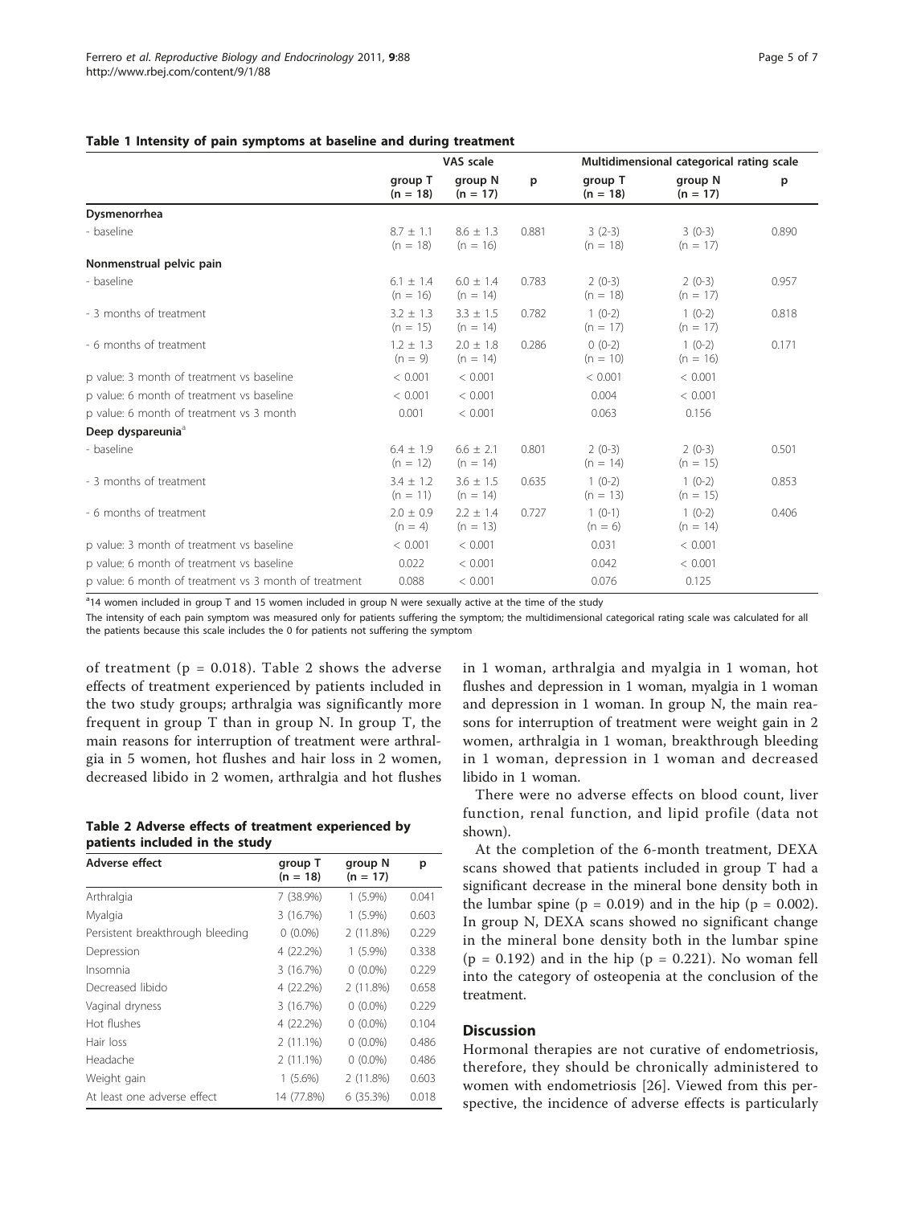**Table 1 Intensity of pain symptoms at baseline and during treatment**

| | VAS scale | | | Multidimensional categorical rating scale | | |
|---|---|---|---|---|---|---|
| | group T (n = 18) | group N (n = 17) | p | group T (n = 18) | group N (n = 17) | p |
| **Dysmenorrhea** | | | | | | |
| - baseline | 8.7 ± 1.1 (n = 18) | 8.6 ± 1.3 (n = 16) | 0.881 | 3 (2-3) (n = 18) | 3 (0-3) (n = 17) | 0.890 |
| **Nonmenstrual pelvic pain** | | | | | | |
| - baseline | 6.1 ± 1.4 (n = 16) | 6.0 ± 1.4 (n = 14) | 0.783 | 2 (0-3) (n = 18) | 2 (0-3) (n = 17) | 0.957 |
| - 3 months of treatment | 3.2 ± 1.3 (n = 15) | 3.3 ± 1.5 (n = 14) | 0.782 | 1 (0-2) (n = 17) | 1 (0-2) (n = 17) | 0.818 |
| - 6 months of treatment | 1.2 ± 1.3 (n = 9) | 2.0 ± 1.8 (n = 14) | 0.286 | 0 (0-2) (n = 10) | 1 (0-2) (n = 16) | 0.171 |
| p value: 3 month of treatment vs baseline | < 0.001 | < 0.001 | | < 0.001 | < 0.001 | |
| p value: 6 month of treatment vs baseline | < 0.001 | < 0.001 | | 0.004 | < 0.001 | |
| p value: 6 month of treatment vs 3 month | 0.001 | < 0.001 | | 0.063 | 0.156 | |
| **Deep dyspareunia**[a] | | | | | | |
| - baseline | 6.4 ± 1.9 (n = 12) | 6.6 ± 2.1 (n = 14) | 0.801 | 2 (0-3) (n = 14) | 2 (0-3) (n = 15) | 0.501 |
| - 3 months of treatment | 3.4 ± 1.2 (n = 11) | 3.6 ± 1.5 (n = 14) | 0.635 | 1 (0-2) (n = 13) | 1 (0-2) (n = 15) | 0.853 |
| - 6 months of treatment | 2.0 ± 0.9 (n = 4) | 2.2 ± 1.4 (n = 13) | 0.727 | 1 (0-1) (n = 6) | 1 (0-2) (n = 14) | 0.406 |
| p value: 3 month of treatment vs baseline | < 0.001 | < 0.001 | | 0.031 | < 0.001 | |
| p value: 6 month of treatment vs baseline | 0.022 | < 0.001 | | 0.042 | < 0.001 | |
| p value: 6 month of treatment vs 3 month of treatment | 0.088 | < 0.001 | | 0.076 | 0.125 | |

[a]14 women included in group T and 15 women included in group N were sexually active at the time of the study

The intensity of each pain symptom was measured only for patients suffering the symptom; the multidimensional categorical rating scale was calculated for all the patients because this scale includes the 0 for patients not suffering the symptom

of treatment (p = 0.018). Table 2 shows the adverse effects of treatment experienced by patients included in the two study groups; arthralgia was significantly more frequent in group T than in group N. In group T, the main reasons for interruption of treatment were arthralgia in 5 women, hot flushes and hair loss in 2 women, decreased libido in 2 women, arthralgia and hot flushes in 1 woman, arthralgia and myalgia in 1 woman, hot flushes and depression in 1 woman, myalgia in 1 woman and depression in 1 woman. In group N, the main reasons for interruption of treatment were weight gain in 2 women, arthralgia in 1 woman, breakthrough bleeding in 1 woman, depression in 1 woman and decreased libido in 1 woman.

**Table 2 Adverse effects of treatment experienced by patients included in the study**

| Adverse effect | group T (n = 18) | group N (n = 17) | p |
|---|---|---|---|
| Arthralgia | 7 (38.9%) | 1 (5.9%) | 0.041 |
| Myalgia | 3 (16.7%) | 1 (5.9%) | 0.603 |
| Persistent breakthrough bleeding | 0 (0.0%) | 2 (11.8%) | 0.229 |
| Depression | 4 (22.2%) | 1 (5.9%) | 0.338 |
| Insomnia | 3 (16.7%) | 0 (0.0%) | 0.229 |
| Decreased libido | 4 (22.2%) | 2 (11.8%) | 0.658 |
| Vaginal dryness | 3 (16.7%) | 0 (0.0%) | 0.229 |
| Hot flushes | 4 (22.2%) | 0 (0.0%) | 0.104 |
| Hair loss | 2 (11.1%) | 0 (0.0%) | 0.486 |
| Headache | 2 (11.1%) | 0 (0.0%) | 0.486 |
| Weight gain | 1 (5.6%) | 2 (11.8%) | 0.603 |
| At least one adverse effect | 14 (77.8%) | 6 (35.3%) | 0.018 |

There were no adverse effects on blood count, liver function, renal function, and lipid profile (data not shown).

At the completion of the 6-month treatment, DEXA scans showed that patients included in group T had a significant decrease in the mineral bone density both in the lumbar spine (p = 0.019) and in the hip (p = 0.002). In group N, DEXA scans showed no significant change in the mineral bone density both in the lumbar spine (p = 0.192) and in the hip (p = 0.221). No woman fell into the category of osteopenia at the conclusion of the treatment.

## Discussion

Hormonal therapies are not curative of endometriosis, therefore, they should be chronically administered to women with endometriosis [26]. Viewed from this perspective, the incidence of adverse effects is particularly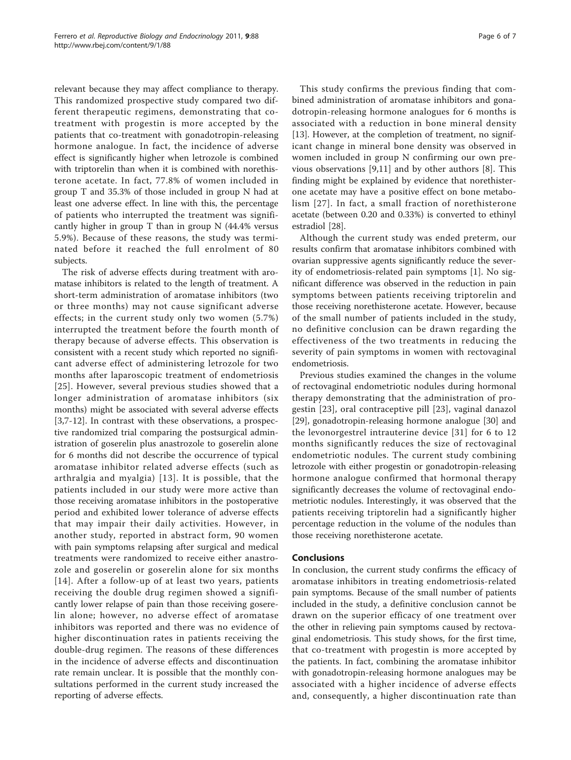relevant because they may affect compliance to therapy. This randomized prospective study compared two different therapeutic regimens, demonstrating that co-treatment with progestin is more accepted by the patients that co-treatment with gonadotropin-releasing hormone analogue. In fact, the incidence of adverse effect is significantly higher when letrozole is combined with triptorelin than when it is combined with norethisterone acetate. In fact, 77.8% of women included in group T and 35.3% of those included in group N had at least one adverse effect. In line with this, the percentage of patients who interrupted the treatment was significantly higher in group T than in group N (44.4% versus 5.9%). Because of these reasons, the study was terminated before it reached the full enrolment of 80 subjects.

The risk of adverse effects during treatment with aromatase inhibitors is related to the length of treatment. A short-term administration of aromatase inhibitors (two or three months) may not cause significant adverse effects; in the current study only two women (5.7%) interrupted the treatment before the fourth month of therapy because of adverse effects. This observation is consistent with a recent study which reported no significant adverse effect of administering letrozole for two months after laparoscopic treatment of endometriosis [25]. However, several previous studies showed that a longer administration of aromatase inhibitors (six months) might be associated with several adverse effects [3,7-12]. In contrast with these observations, a prospective randomized trial comparing the postsurgical administration of goserelin plus anastrozole to goserelin alone for 6 months did not describe the occurrence of typical aromatase inhibitor related adverse effects (such as arthralgia and myalgia) [13]. It is possible, that the patients included in our study were more active than those receiving aromatase inhibitors in the postoperative period and exhibited lower tolerance of adverse effects that may impair their daily activities. However, in another study, reported in abstract form, 90 women with pain symptoms relapsing after surgical and medical treatments were randomized to receive either anastrozole and goserelin or goserelin alone for six months [14]. After a follow-up of at least two years, patients receiving the double drug regimen showed a significantly lower relapse of pain than those receiving goserelin alone; however, no adverse effect of aromatase inhibitors was reported and there was no evidence of higher discontinuation rates in patients receiving the double-drug regimen. The reasons of these differences in the incidence of adverse effects and discontinuation rate remain unclear. It is possible that the monthly consultations performed in the current study increased the reporting of adverse effects.

This study confirms the previous finding that combined administration of aromatase inhibitors and gonadotropin-releasing hormone analogues for 6 months is associated with a reduction in bone mineral density [13]. However, at the completion of treatment, no significant change in mineral bone density was observed in women included in group N confirming our own previous observations [9,11] and by other authors [8]. This finding might be explained by evidence that norethisterone acetate may have a positive effect on bone metabolism [27]. In fact, a small fraction of norethisterone acetate (between 0.20 and 0.33%) is converted to ethinyl estradiol [28].

Although the current study was ended preterm, our results confirm that aromatase inhibitors combined with ovarian suppressive agents significantly reduce the severity of endometriosis-related pain symptoms [1]. No significant difference was observed in the reduction in pain symptoms between patients receiving triptorelin and those receiving norethisterone acetate. However, because of the small number of patients included in the study, no definitive conclusion can be drawn regarding the effectiveness of the two treatments in reducing the severity of pain symptoms in women with rectovaginal endometriosis.

Previous studies examined the changes in the volume of rectovaginal endometriotic nodules during hormonal therapy demonstrating that the administration of progestin [23], oral contraceptive pill [23], vaginal danazol [29], gonadotropin-releasing hormone analogue [30] and the levonorgestrel intrauterine device [31] for 6 to 12 months significantly reduces the size of rectovaginal endometriotic nodules. The current study combining letrozole with either progestin or gonadotropin-releasing hormone analogue confirmed that hormonal therapy significantly decreases the volume of rectovaginal endometriotic nodules. Interestingly, it was observed that the patients receiving triptorelin had a significantly higher percentage reduction in the volume of the nodules than those receiving norethisterone acetate.

## Conclusions

In conclusion, the current study confirms the efficacy of aromatase inhibitors in treating endometriosis-related pain symptoms. Because of the small number of patients included in the study, a definitive conclusion cannot be drawn on the superior efficacy of one treatment over the other in relieving pain symptoms caused by rectovaginal endometriosis. This study shows, for the first time, that co-treatment with progestin is more accepted by the patients. In fact, combining the aromatase inhibitor with gonadotropin-releasing hormone analogues may be associated with a higher incidence of adverse effects and, consequently, a higher discontinuation rate than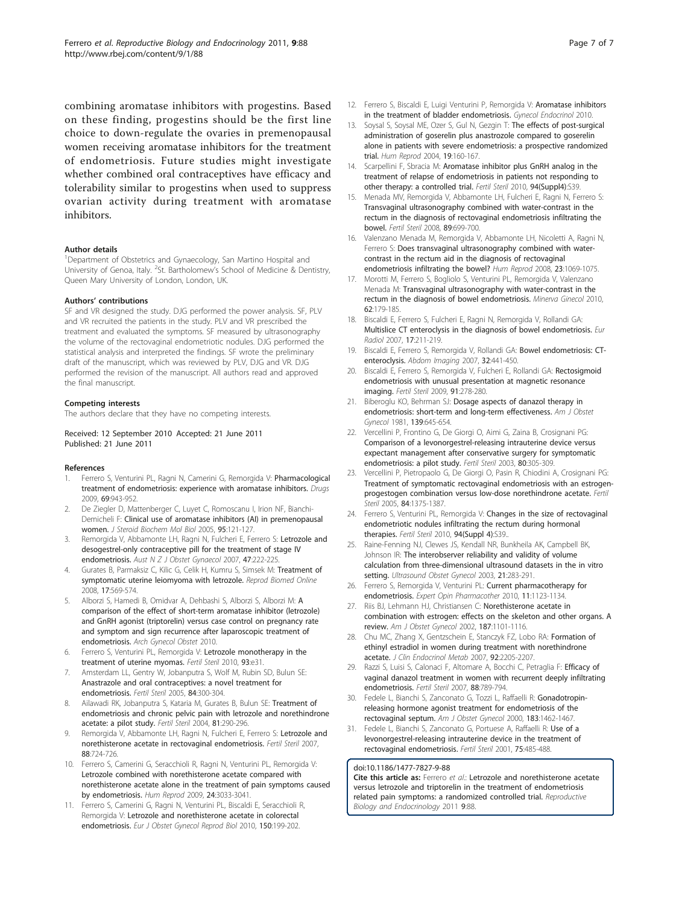combining aromatase inhibitors with progestins. Based on these finding, progestins should be the first line choice to down-regulate the ovaries in premenopausal women receiving aromatase inhibitors for the treatment of endometriosis. Future studies might investigate whether combined oral contraceptives have efficacy and tolerability similar to progestins when used to suppress ovarian activity during treatment with aromatase inhibitors.

#### Author details

[1]Department of Obstetrics and Gynaecology, San Martino Hospital and University of Genoa, Italy. [2]St. Bartholomew's School of Medicine & Dentistry, Queen Mary University of London, London, UK.

#### Authors' contributions

SF and VR designed the study. DJG performed the power analysis. SF, PLV and VR recruited the patients in the study. PLV and VR prescribed the treatment and evaluated the symptoms. SF measured by ultrasonography the volume of the rectovaginal endometriotic nodules. DJG performed the statistical analysis and interpreted the findings. SF wrote the preliminary draft of the manuscript, which was reviewed by PLV, DJG and VR. DJG performed the revision of the manuscript. All authors read and approved the final manuscript.

#### Competing interests

The authors declare that they have no competing interests.

Received: 12 September 2010 Accepted: 21 June 2011
Published: 21 June 2011

#### References

1. Ferrero S, Venturini PL, Ragni N, Camerini G, Remorgida V: **Pharmacological treatment of endometriosis: experience with aromatase inhibitors.** *Drugs* 2009, **69**:943-952.
2. De Ziegler D, Mattenberger C, Luyet C, Romoscanu I, Irion NF, Bianchi-Demicheli F: **Clinical use of aromatase inhibitors (AI) in premenopausal women.** *J Steroid Biochem Mol Biol* 2005, **95**:121-127.
3. Remorgida V, Abbamonte LH, Ragni N, Fulcheri E, Ferrero S: **Letrozole and desogestrel-only contraceptive pill for the treatment of stage IV endometriosis.** *Aust N Z J Obstet Gynaecol* 2007, **47**:222-225.
4. Gurates B, Parmaksiz C, Kilic G, Celik H, Kumru S, Simsek M: **Treatment of symptomatic uterine leiomyoma with letrozole.** *Reprod Biomed Online* 2008, **17**:569-574.
5. Alborzi S, Hamedi B, Omidvar A, Dehbashi S, Alborzi S, Alborzi M: **A comparison of the effect of short-term aromatase inhibitor (letrozole) and GnRH agonist (triptorelin) versus case control on pregnancy rate and symptom and sign recurrence after laparoscopic treatment of endometriosis.** *Arch Gynecol Obstet* 2010.
6. Ferrero S, Venturini PL, Remorgida V: **Letrozole monotherapy in the treatment of uterine myomas.** *Fertil Steril* 2010, **93**:e31.
7. Amsterdam LL, Gentry W, Jobanputra S, Wolf M, Rubin SD, Bulun SE: **Anastrazole and oral contraceptives: a novel treatment for endometriosis.** *Fertil Steril* 2005, **84**:300-304.
8. Ailawadi RK, Jobanputra S, Kataria M, Gurates B, Bulun SE: **Treatment of endometriosis and chronic pelvic pain with letrozole and norethindrone acetate: a pilot study.** *Fertil Steril* 2004, **81**:290-296.
9. Remorgida V, Abbamonte LH, Ragni N, Fulcheri E, Ferrero S: **Letrozole and norethisterone acetate in rectovaginal endometriosis.** *Fertil Steril* 2007, **88**:724-726.
10. Ferrero S, Camerini G, Seracchioli R, Ragni N, Venturini PL, Remorgida V: **Letrozole combined with norethisterone acetate compared with norethisterone acetate alone in the treatment of pain symptoms caused by endometriosis.** *Hum Reprod* 2009, **24**:3033-3041.
11. Ferrero S, Camerini G, Ragni N, Venturini PL, Biscaldi E, Seracchioli R, Remorgida V: **Letrozole and norethisterone acetate in colorectal endometriosis.** *Eur J Obstet Gynecol Reprod Biol* 2010, **150**:199-202.
12. Ferrero S, Biscaldi E, Luigi Venturini P, Remorgida V: **Aromatase inhibitors in the treatment of bladder endometriosis.** *Gynecol Endocrinol* 2010.
13. Soysal S, Soysal ME, Ozer S, Gul N, Gezgin T: **The effects of post-surgical administration of goserelin plus anastrozole compared to goserelin alone in patients with severe endometriosis: a prospective randomized trial.** *Hum Reprod* 2004, **19**:160-167.
14. Scarpellini F, Sbracia M: **Aromatase inhibitor plus GnRH analog in the treatment of relapse of endometriosis in patients not responding to other therapy: a controlled trial.** *Fertil Steril* 2010, **94(Suppl4)**:S39.
15. Menada MV, Remorgida V, Abbamonte LH, Fulcheri E, Ragni N, Ferrero S: **Transvaginal ultrasonography combined with water-contrast in the rectum in the diagnosis of rectovaginal endometriosis infiltrating the bowel.** *Fertil Steril* 2008, **89**:699-700.
16. Valenzano Menada M, Remorgida V, Abbamonte LH, Nicoletti A, Ragni N, Ferrero S: **Does transvaginal ultrasonography combined with water-contrast in the rectum aid in the diagnosis of rectovaginal endometriosis infiltrating the bowel?** *Hum Reprod* 2008, **23**:1069-1075.
17. Morotti M, Ferrero S, Bogliolo S, Venturini PL, Remorgida V, Valenzano Menada M: **Transvaginal ultrasonography with water-contrast in the rectum in the diagnosis of bowel endometriosis.** *Minerva Ginecol* 2010, **62**:179-185.
18. Biscaldi E, Ferrero S, Fulcheri E, Ragni N, Remorgida V, Rollandi GA: **Multislice CT enteroclysis in the diagnosis of bowel endometriosis.** *Eur Radiol* 2007, **17**:211-219.
19. Biscaldi E, Ferrero S, Remorgida V, Rollandi GA: **Bowel endometriosis: CT-enteroclysis.** *Abdom Imaging* 2007, **32**:441-450.
20. Biscaldi E, Ferrero S, Remorgida V, Fulcheri E, Rollandi GA: **Rectosigmoid endometriosis with unusual presentation at magnetic resonance imaging.** *Fertil Steril* 2009, **91**:278-280.
21. Biberoglu KO, Behrman SJ: **Dosage aspects of danazol therapy in endometriosis: short-term and long-term effectiveness.** *Am J Obstet Gynecol* 1981, **139**:645-654.
22. Vercellini P, Frontino G, De Giorgi O, Aimi G, Zaina B, Crosignani PG: **Comparison of a levonorgestrel-releasing intrauterine device versus expectant management after conservative surgery for symptomatic endometriosis: a pilot study.** *Fertil Steril* 2003, **80**:305-309.
23. Vercellini P, Pietropaolo G, De Giorgi O, Pasin R, Chiodini A, Crosignani PG: **Treatment of symptomatic rectovaginal endometriosis with an estrogen-progestogen combination versus low-dose norethindrone acetate.** *Fertil Steril* 2005, **84**:1375-1387.
24. Ferrero S, Venturini PL, Remorgida V: **Changes in the size of rectovaginal endometriotic nodules infiltrating the rectum during hormonal therapies.** *Fertil Steril* 2010, **94(Suppl 4)**:S39..
25. Raine-Fenning NJ, Clewes JS, Kendall NR, Bunkheila AK, Campbell BK, Johnson IR: **The interobserver reliability and validity of volume calculation from three-dimensional ultrasound datasets in the in vitro setting.** *Ultrasound Obstet Gynecol* 2003, **21**:283-291.
26. Ferrero S, Remorgida V, Venturini PL: **Current pharmacotherapy for endometriosis.** *Expert Opin Pharmacother* 2010, **11**:1123-1134.
27. Riis BJ, Lehmann HJ, Christiansen C: **Norethisterone acetate in combination with estrogen: effects on the skeleton and other organs. A review.** *Am J Obstet Gynecol* 2002, **187**:1101-1116.
28. Chu MC, Zhang X, Gentzschein E, Stanczyk FZ, Lobo RA: **Formation of ethinyl estradiol in women during treatment with norethindrone acetate.** *J Clin Endocrinol Metab* 2007, **92**:2205-2207.
29. Razzi S, Luisi S, Calonaci F, Altomare A, Bocchi C, Petraglia F: **Efficacy of vaginal danazol treatment in women with recurrent deeply infiltrating endometriosis.** *Fertil Steril* 2007, **88**:789-794.
30. Fedele L, Bianchi S, Zanconato G, Tozzi L, Raffaelli R: **Gonadotropin-releasing hormone agonist treatment for endometriosis of the rectovaginal septum.** *Am J Obstet Gynecol* 2000, **183**:1462-1467.
31. Fedele L, Bianchi S, Zanconato G, Portuese A, Raffaelli R: **Use of a levonorgestrel-releasing intrauterine device in the treatment of rectovaginal endometriosis.** *Fertil Steril* 2001, **75**:485-488.

doi:10.1186/1477-7827-9-88

**Cite this article as:** Ferrero *et al.*: Letrozole and norethisterone acetate versus letrozole and triptorelin in the treatment of endometriosis related pain symptoms: a randomized controlled trial. *Reproductive Biology and Endocrinology* 2011 **9**:88.